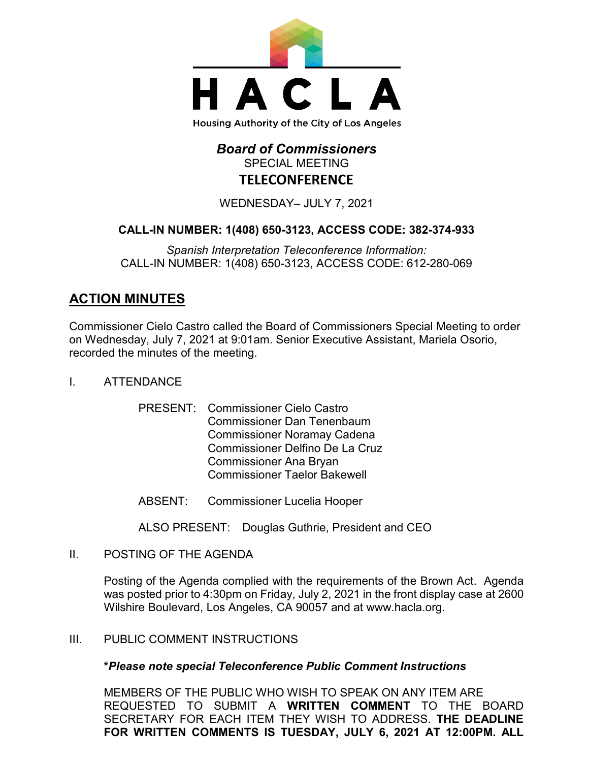# HACLA

Housing Authority of the City of Los Angeles

## *Board of Commissioners*

SPECIAL MEETING

**TELECONFERENCE**

WEDNESDAY– JULY 7, 2021

**CALL-IN NUMBER: 1(408) 650-3123, ACCESS CODE: 382-374-933**

*Spanish Interpretation Teleconference Information:*
CALL-IN NUMBER: 1(408) 650-3123, ACCESS CODE: 612-280-069

## ACTION MINUTES

Commissioner Cielo Castro called the Board of Commissioners Special Meeting to order on Wednesday, July 7, 2021 at 9:01am. Senior Executive Assistant, Mariela Osorio, recorded the minutes of the meeting.

I. ATTENDANCE

PRESENT: Commissioner Cielo Castro
Commissioner Dan Tenenbaum
Commissioner Noramay Cadena
Commissioner Delfino De La Cruz
Commissioner Ana Bryan
Commissioner Taelor Bakewell

ABSENT: Commissioner Lucelia Hooper

ALSO PRESENT: Douglas Guthrie, President and CEO

II. POSTING OF THE AGENDA

Posting of the Agenda complied with the requirements of the Brown Act. Agenda was posted prior to 4:30pm on Friday, July 2, 2021 in the front display case at 2600 Wilshire Boulevard, Los Angeles, CA 90057 and at www.hacla.org.

III. PUBLIC COMMENT INSTRUCTIONS

**\****Please note special Teleconference Public Comment Instructions***

MEMBERS OF THE PUBLIC WHO WISH TO SPEAK ON ANY ITEM ARE REQUESTED TO SUBMIT A **WRITTEN COMMENT** TO THE BOARD SECRETARY FOR EACH ITEM THEY WISH TO ADDRESS. **THE DEADLINE FOR WRITTEN COMMENTS IS TUESDAY, JULY 6, 2021 AT 12:00PM. ALL**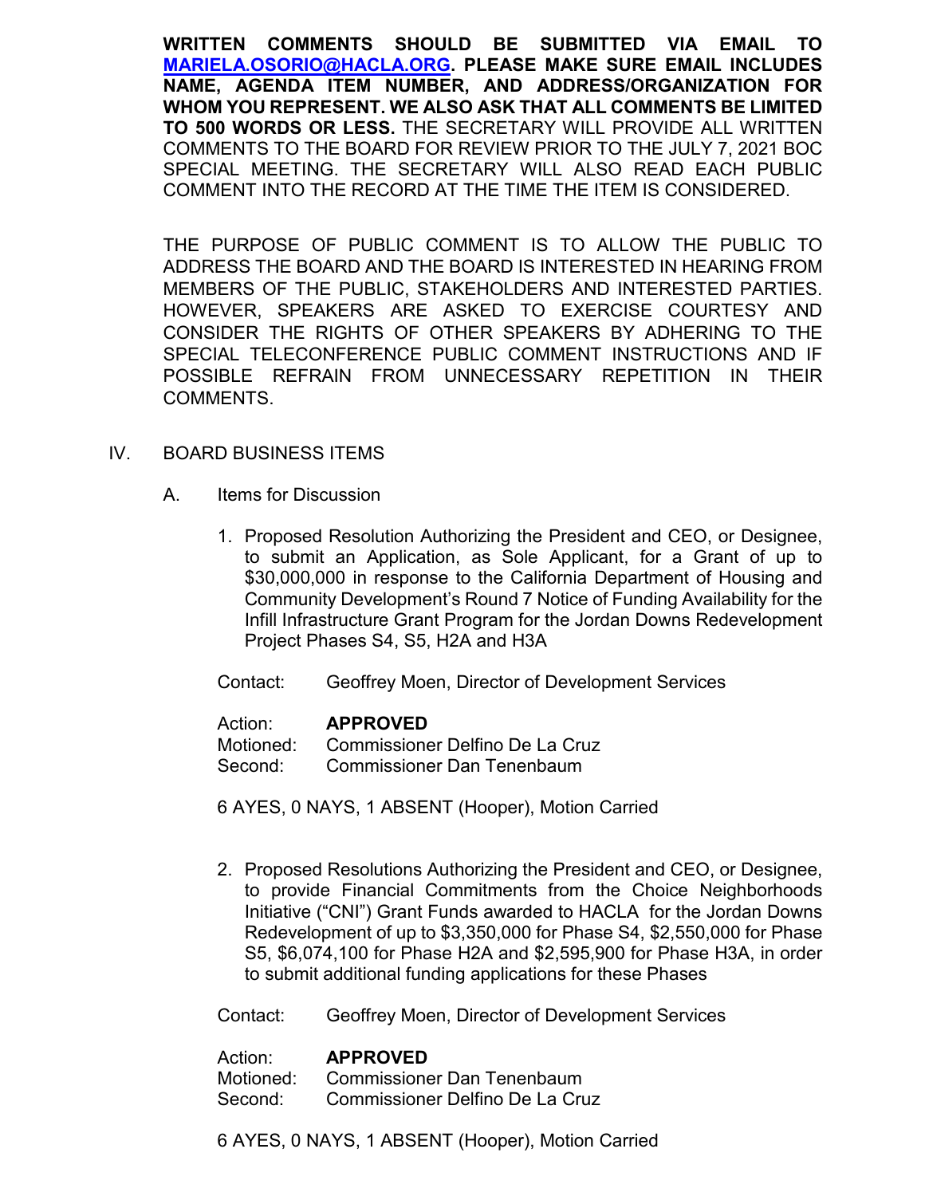**WRITTEN COMMENTS SHOULD BE SUBMITTED VIA EMAIL TO [MARIELA.OSORIO@HACLA.ORG](mailto:MARIELA.OSORIO@HACLA.ORG). PLEASE MAKE SURE EMAIL INCLUDES NAME, AGENDA ITEM NUMBER, AND ADDRESS/ORGANIZATION FOR WHOM YOU REPRESENT. WE ALSO ASK THAT ALL COMMENTS BE LIMITED TO 500 WORDS OR LESS.** THE SECRETARY WILL PROVIDE ALL WRITTEN COMMENTS TO THE BOARD FOR REVIEW PRIOR TO THE JULY 7, 2021 BOC SPECIAL MEETING. THE SECRETARY WILL ALSO READ EACH PUBLIC COMMENT INTO THE RECORD AT THE TIME THE ITEM IS CONSIDERED.

THE PURPOSE OF PUBLIC COMMENT IS TO ALLOW THE PUBLIC TO ADDRESS THE BOARD AND THE BOARD IS INTERESTED IN HEARING FROM MEMBERS OF THE PUBLIC, STAKEHOLDERS AND INTERESTED PARTIES. HOWEVER, SPEAKERS ARE ASKED TO EXERCISE COURTESY AND CONSIDER THE RIGHTS OF OTHER SPEAKERS BY ADHERING TO THE SPECIAL TELECONFERENCE PUBLIC COMMENT INSTRUCTIONS AND IF POSSIBLE REFRAIN FROM UNNECESSARY REPETITION IN THEIR COMMENTS.

IV. BOARD BUSINESS ITEMS

A. Items for Discussion

1. Proposed Resolution Authorizing the President and CEO, or Designee, to submit an Application, as Sole Applicant, for a Grant of up to $30,000,000 in response to the California Department of Housing and Community Development's Round 7 Notice of Funding Availability for the Infill Infrastructure Grant Program for the Jordan Downs Redevelopment Project Phases S4, S5, H2A and H3A

   Contact: Geoffrey Moen, Director of Development Services

   Action: **APPROVED**
   Motioned: Commissioner Delfino De La Cruz
   Second: Commissioner Dan Tenenbaum

   6 AYES, 0 NAYS, 1 ABSENT (Hooper), Motion Carried

2. Proposed Resolutions Authorizing the President and CEO, or Designee, to provide Financial Commitments from the Choice Neighborhoods Initiative ("CNI") Grant Funds awarded to HACLA for the Jordan Downs Redevelopment of up to $3,350,000 for Phase S4, $2,550,000 for Phase S5, $6,074,100 for Phase H2A and $2,595,900 for Phase H3A, in order to submit additional funding applications for these Phases

   Contact: Geoffrey Moen, Director of Development Services

   Action: **APPROVED**
   Motioned: Commissioner Dan Tenenbaum
   Second: Commissioner Delfino De La Cruz

   6 AYES, 0 NAYS, 1 ABSENT (Hooper), Motion Carried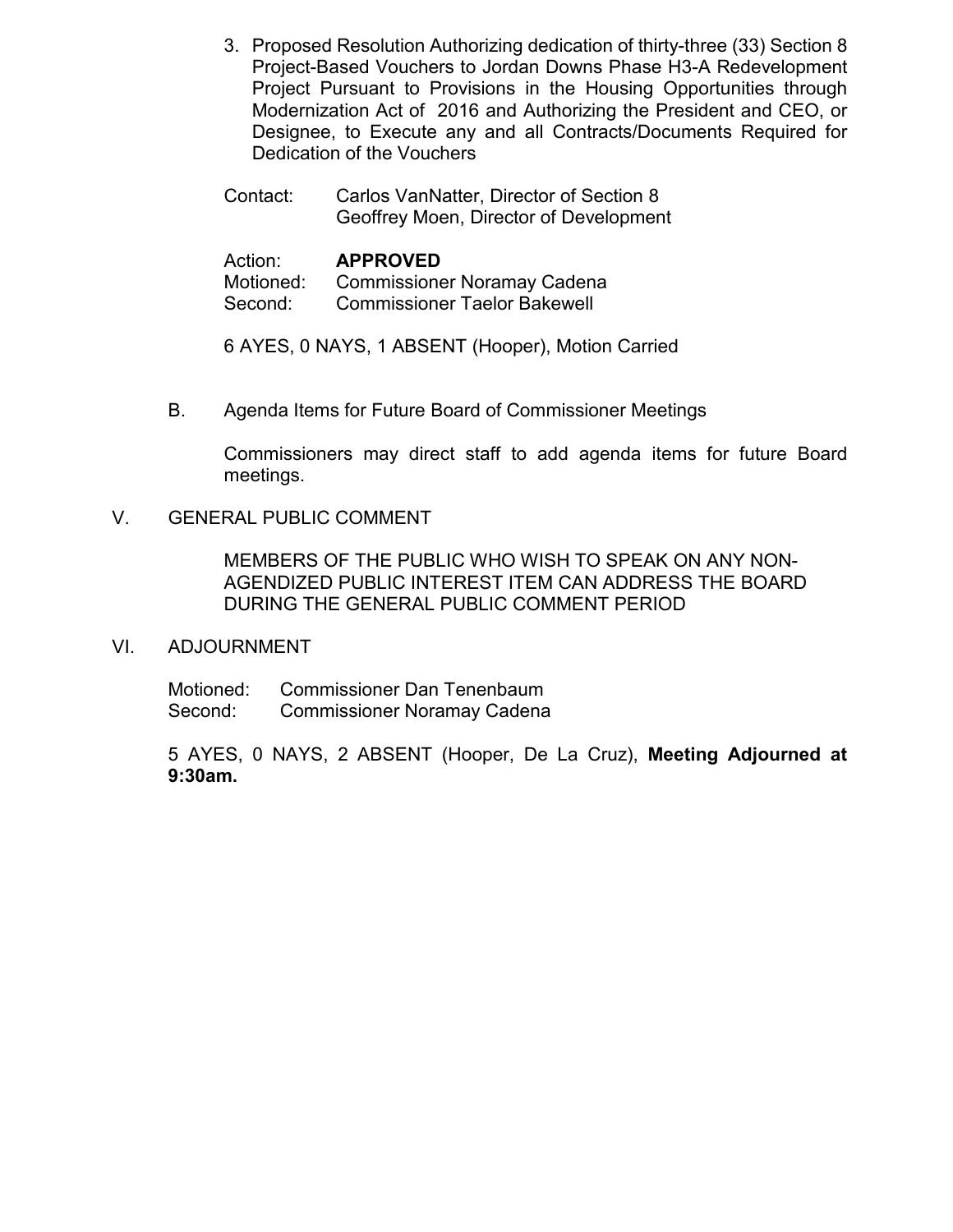3. Proposed Resolution Authorizing dedication of thirty-three (33) Section 8 Project-Based Vouchers to Jordan Downs Phase H3-A Redevelopment Project Pursuant to Provisions in the Housing Opportunities through Modernization Act of 2016 and Authorizing the President and CEO, or Designee, to Execute any and all Contracts/Documents Required for Dedication of the Vouchers

   Contact: Carlos VanNatter, Director of Section 8
   Geoffrey Moen, Director of Development

   Action: **APPROVED**
   Motioned: Commissioner Noramay Cadena
   Second: Commissioner Taelor Bakewell

   6 AYES, 0 NAYS, 1 ABSENT (Hooper), Motion Carried

B. Agenda Items for Future Board of Commissioner Meetings

   Commissioners may direct staff to add agenda items for future Board meetings.

V. GENERAL PUBLIC COMMENT

   MEMBERS OF THE PUBLIC WHO WISH TO SPEAK ON ANY NON-AGENDIZED PUBLIC INTEREST ITEM CAN ADDRESS THE BOARD DURING THE GENERAL PUBLIC COMMENT PERIOD

VI. ADJOURNMENT

   Motioned: Commissioner Dan Tenenbaum
   Second: Commissioner Noramay Cadena

   5 AYES, 0 NAYS, 2 ABSENT (Hooper, De La Cruz), **Meeting Adjourned at 9:30am.**